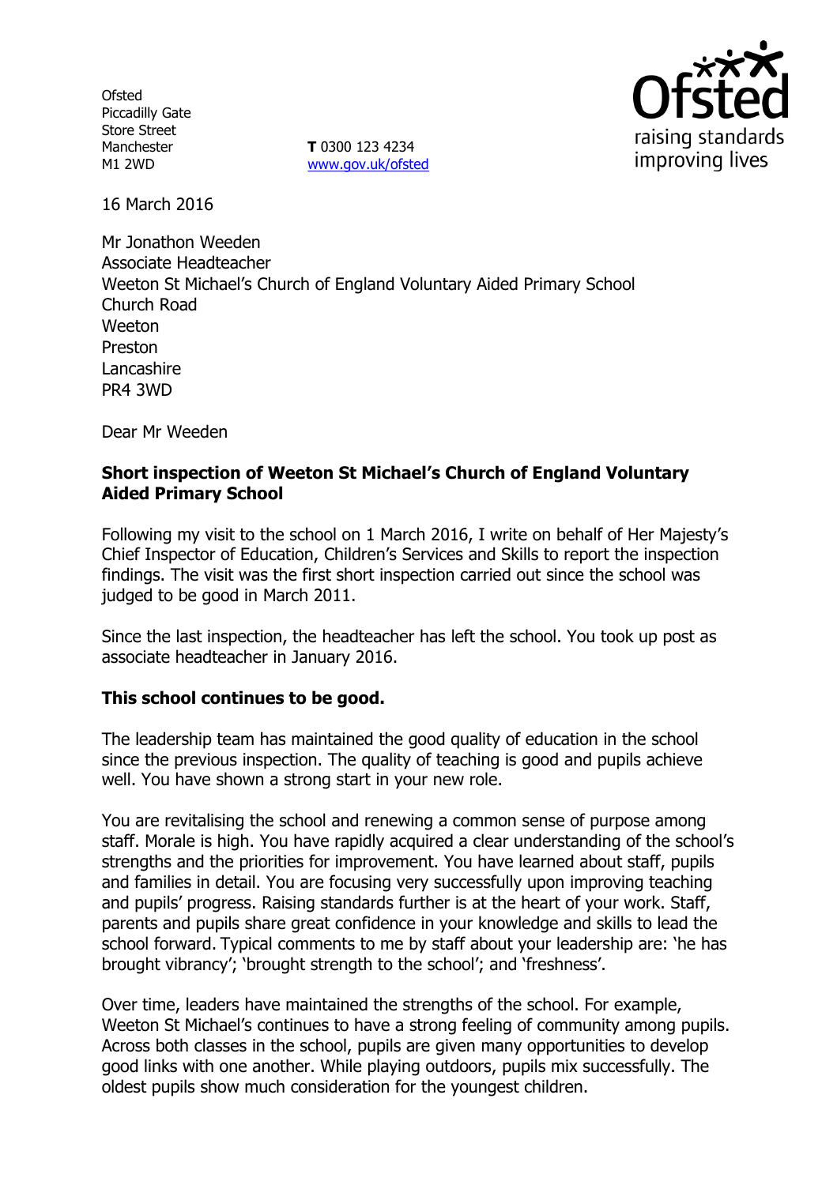Ofsted
Piccadilly Gate
Store Street
Manchester
M1 2WD

**T** 0300 123 4234
www.gov.uk/ofsted

16 March 2016

Mr Jonathon Weeden
Associate Headteacher
Weeton St Michael's Church of England Voluntary Aided Primary School
Church Road
Weeton
Preston
Lancashire
PR4 3WD

Dear Mr Weeden

**Short inspection of Weeton St Michael's Church of England Voluntary Aided Primary School**

Following my visit to the school on 1 March 2016, I write on behalf of Her Majesty's Chief Inspector of Education, Children's Services and Skills to report the inspection findings. The visit was the first short inspection carried out since the school was judged to be good in March 2011.

Since the last inspection, the headteacher has left the school. You took up post as associate headteacher in January 2016.

**This school continues to be good.**

The leadership team has maintained the good quality of education in the school since the previous inspection. The quality of teaching is good and pupils achieve well. You have shown a strong start in your new role.

You are revitalising the school and renewing a common sense of purpose among staff. Morale is high. You have rapidly acquired a clear understanding of the school's strengths and the priorities for improvement. You have learned about staff, pupils and families in detail. You are focusing very successfully upon improving teaching and pupils' progress. Raising standards further is at the heart of your work. Staff, parents and pupils share great confidence in your knowledge and skills to lead the school forward. Typical comments to me by staff about your leadership are: 'he has brought vibrancy'; 'brought strength to the school'; and 'freshness'.

Over time, leaders have maintained the strengths of the school. For example, Weeton St Michael's continues to have a strong feeling of community among pupils. Across both classes in the school, pupils are given many opportunities to develop good links with one another. While playing outdoors, pupils mix successfully. The oldest pupils show much consideration for the youngest children.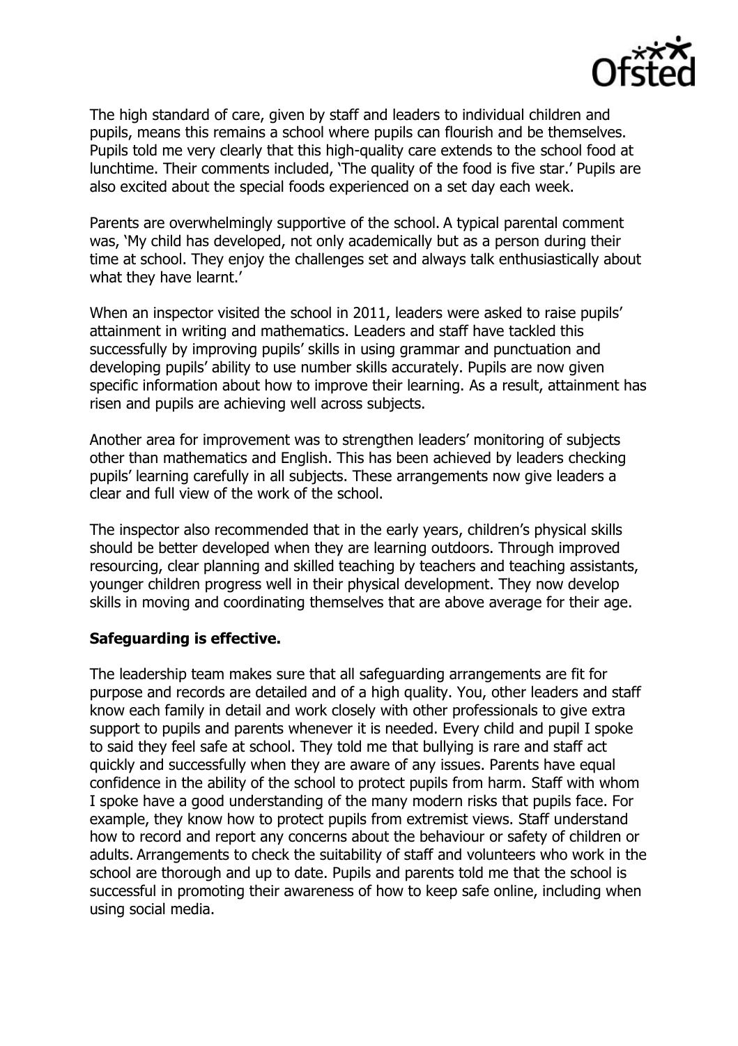The high standard of care, given by staff and leaders to individual children and pupils, means this remains a school where pupils can flourish and be themselves. Pupils told me very clearly that this high-quality care extends to the school food at lunchtime. Their comments included, 'The quality of the food is five star.' Pupils are also excited about the special foods experienced on a set day each week.

Parents are overwhelmingly supportive of the school. A typical parental comment was, 'My child has developed, not only academically but as a person during their time at school. They enjoy the challenges set and always talk enthusiastically about what they have learnt.'

When an inspector visited the school in 2011, leaders were asked to raise pupils' attainment in writing and mathematics. Leaders and staff have tackled this successfully by improving pupils' skills in using grammar and punctuation and developing pupils' ability to use number skills accurately. Pupils are now given specific information about how to improve their learning. As a result, attainment has risen and pupils are achieving well across subjects.

Another area for improvement was to strengthen leaders' monitoring of subjects other than mathematics and English. This has been achieved by leaders checking pupils' learning carefully in all subjects. These arrangements now give leaders a clear and full view of the work of the school.

The inspector also recommended that in the early years, children's physical skills should be better developed when they are learning outdoors. Through improved resourcing, clear planning and skilled teaching by teachers and teaching assistants, younger children progress well in their physical development. They now develop skills in moving and coordinating themselves that are above average for their age.

**Safeguarding is effective.**

The leadership team makes sure that all safeguarding arrangements are fit for purpose and records are detailed and of a high quality. You, other leaders and staff know each family in detail and work closely with other professionals to give extra support to pupils and parents whenever it is needed. Every child and pupil I spoke to said they feel safe at school. They told me that bullying is rare and staff act quickly and successfully when they are aware of any issues. Parents have equal confidence in the ability of the school to protect pupils from harm. Staff with whom I spoke have a good understanding of the many modern risks that pupils face. For example, they know how to protect pupils from extremist views. Staff understand how to record and report any concerns about the behaviour or safety of children or adults. Arrangements to check the suitability of staff and volunteers who work in the school are thorough and up to date. Pupils and parents told me that the school is successful in promoting their awareness of how to keep safe online, including when using social media.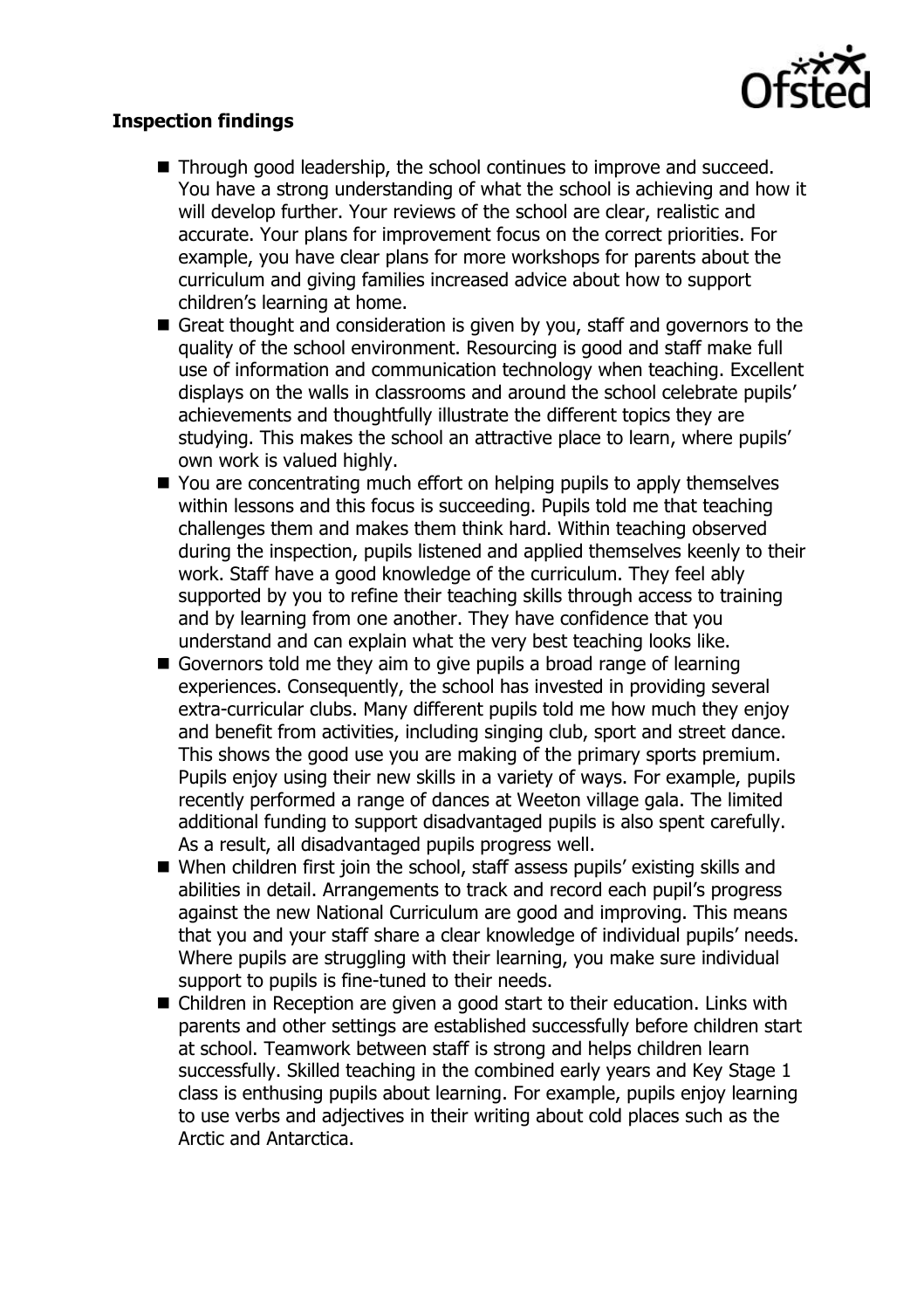**Inspection findings**

- Through good leadership, the school continues to improve and succeed. You have a strong understanding of what the school is achieving and how it will develop further. Your reviews of the school are clear, realistic and accurate. Your plans for improvement focus on the correct priorities. For example, you have clear plans for more workshops for parents about the curriculum and giving families increased advice about how to support children's learning at home.
- Great thought and consideration is given by you, staff and governors to the quality of the school environment. Resourcing is good and staff make full use of information and communication technology when teaching. Excellent displays on the walls in classrooms and around the school celebrate pupils' achievements and thoughtfully illustrate the different topics they are studying. This makes the school an attractive place to learn, where pupils' own work is valued highly.
- You are concentrating much effort on helping pupils to apply themselves within lessons and this focus is succeeding. Pupils told me that teaching challenges them and makes them think hard. Within teaching observed during the inspection, pupils listened and applied themselves keenly to their work. Staff have a good knowledge of the curriculum. They feel ably supported by you to refine their teaching skills through access to training and by learning from one another. They have confidence that you understand and can explain what the very best teaching looks like.
- Governors told me they aim to give pupils a broad range of learning experiences. Consequently, the school has invested in providing several extra-curricular clubs. Many different pupils told me how much they enjoy and benefit from activities, including singing club, sport and street dance. This shows the good use you are making of the primary sports premium. Pupils enjoy using their new skills in a variety of ways. For example, pupils recently performed a range of dances at Weeton village gala. The limited additional funding to support disadvantaged pupils is also spent carefully. As a result, all disadvantaged pupils progress well.
- When children first join the school, staff assess pupils' existing skills and abilities in detail. Arrangements to track and record each pupil's progress against the new National Curriculum are good and improving. This means that you and your staff share a clear knowledge of individual pupils' needs. Where pupils are struggling with their learning, you make sure individual support to pupils is fine-tuned to their needs.
- Children in Reception are given a good start to their education. Links with parents and other settings are established successfully before children start at school. Teamwork between staff is strong and helps children learn successfully. Skilled teaching in the combined early years and Key Stage 1 class is enthusing pupils about learning. For example, pupils enjoy learning to use verbs and adjectives in their writing about cold places such as the Arctic and Antarctica.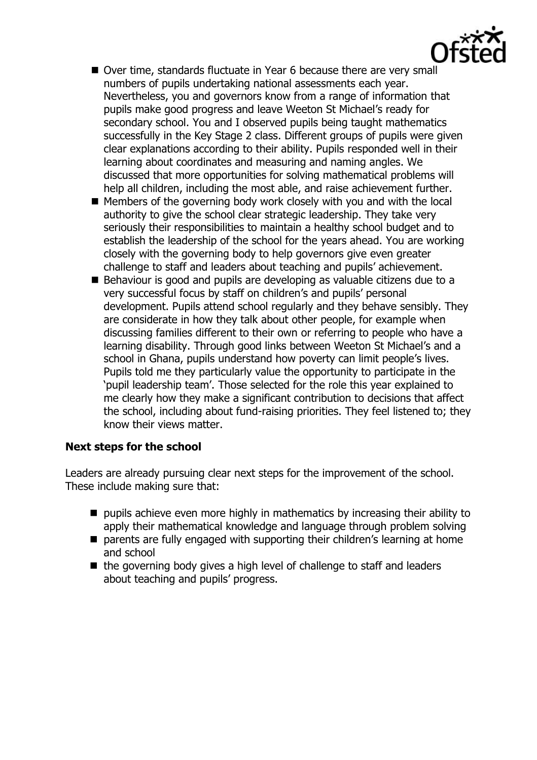- Over time, standards fluctuate in Year 6 because there are very small numbers of pupils undertaking national assessments each year. Nevertheless, you and governors know from a range of information that pupils make good progress and leave Weeton St Michael's ready for secondary school. You and I observed pupils being taught mathematics successfully in the Key Stage 2 class. Different groups of pupils were given clear explanations according to their ability. Pupils responded well in their learning about coordinates and measuring and naming angles. We discussed that more opportunities for solving mathematical problems will help all children, including the most able, and raise achievement further.
- Members of the governing body work closely with you and with the local authority to give the school clear strategic leadership. They take very seriously their responsibilities to maintain a healthy school budget and to establish the leadership of the school for the years ahead. You are working closely with the governing body to help governors give even greater challenge to staff and leaders about teaching and pupils' achievement.
- Behaviour is good and pupils are developing as valuable citizens due to a very successful focus by staff on children's and pupils' personal development. Pupils attend school regularly and they behave sensibly. They are considerate in how they talk about other people, for example when discussing families different to their own or referring to people who have a learning disability. Through good links between Weeton St Michael's and a school in Ghana, pupils understand how poverty can limit people's lives. Pupils told me they particularly value the opportunity to participate in the 'pupil leadership team'. Those selected for the role this year explained to me clearly how they make a significant contribution to decisions that affect the school, including about fund-raising priorities. They feel listened to; they know their views matter.

**Next steps for the school**

Leaders are already pursuing clear next steps for the improvement of the school. These include making sure that:

- pupils achieve even more highly in mathematics by increasing their ability to apply their mathematical knowledge and language through problem solving
- parents are fully engaged with supporting their children's learning at home and school
- the governing body gives a high level of challenge to staff and leaders about teaching and pupils' progress.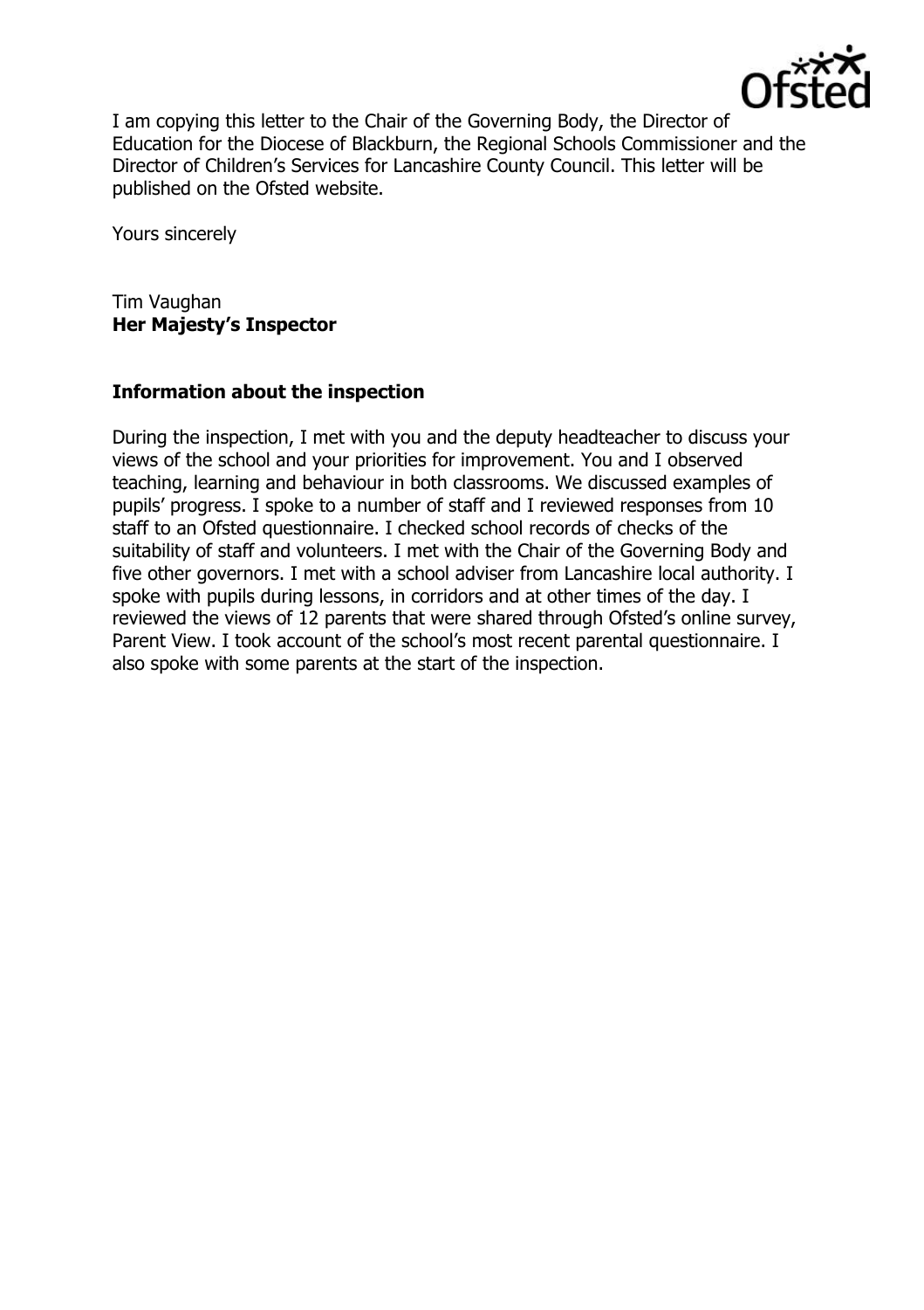I am copying this letter to the Chair of the Governing Body, the Director of Education for the Diocese of Blackburn, the Regional Schools Commissioner and the Director of Children's Services for Lancashire County Council. This letter will be published on the Ofsted website.

Yours sincerely

Tim Vaughan
**Her Majesty's Inspector**

### Information about the inspection

During the inspection, I met with you and the deputy headteacher to discuss your views of the school and your priorities for improvement. You and I observed teaching, learning and behaviour in both classrooms. We discussed examples of pupils' progress. I spoke to a number of staff and I reviewed responses from 10 staff to an Ofsted questionnaire. I checked school records of checks of the suitability of staff and volunteers. I met with the Chair of the Governing Body and five other governors. I met with a school adviser from Lancashire local authority. I spoke with pupils during lessons, in corridors and at other times of the day. I reviewed the views of 12 parents that were shared through Ofsted's online survey, Parent View. I took account of the school's most recent parental questionnaire. I also spoke with some parents at the start of the inspection.